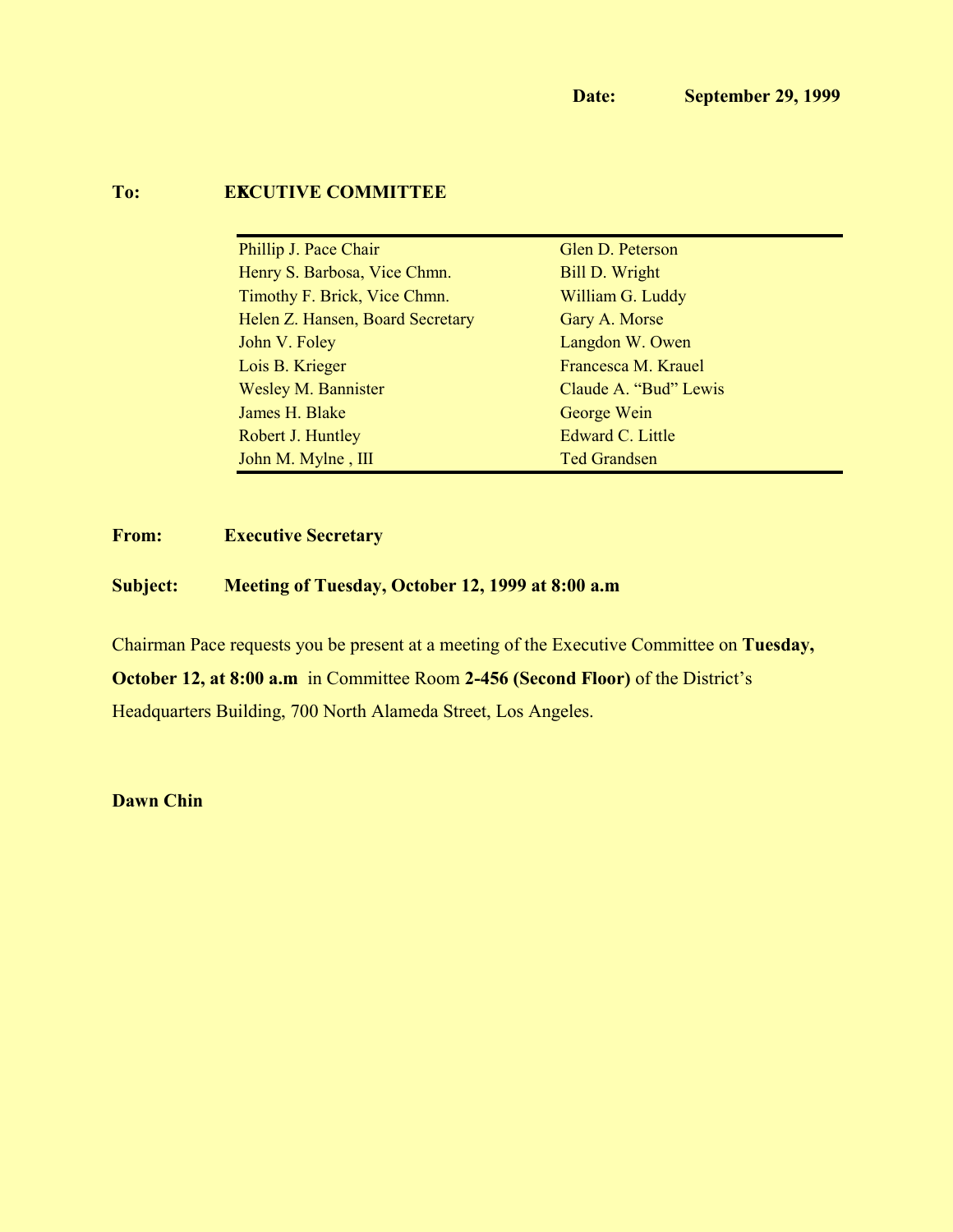**Date: September 29, 1999**

**To: EXCUTIVE COMMITTEE**

| | |
|---|---|
| Phillip J. Pace Chair | Glen D. Peterson |
| Henry S. Barbosa, Vice Chmn. | Bill D. Wright |
| Timothy F. Brick, Vice Chmn. | William G. Luddy |
| Helen Z. Hansen, Board Secretary | Gary A. Morse |
| John V. Foley | Langdon W. Owen |
| Lois B. Krieger | Francesca M. Krauel |
| Wesley M. Bannister | Claude A. "Bud" Lewis |
| James H. Blake | George Wein |
| Robert J. Huntley | Edward C. Little |
| John M. Mylne , III | Ted Grandsen |

**From: Executive Secretary**

**Subject: Meeting of Tuesday, October 12, 1999 at 8:00 a.m**

Chairman Pace requests you be present at a meeting of the Executive Committee on **Tuesday, October 12, at 8:00 a.m** in Committee Room **2-456 (Second Floor)** of the District's Headquarters Building, 700 North Alameda Street, Los Angeles.

**Dawn Chin**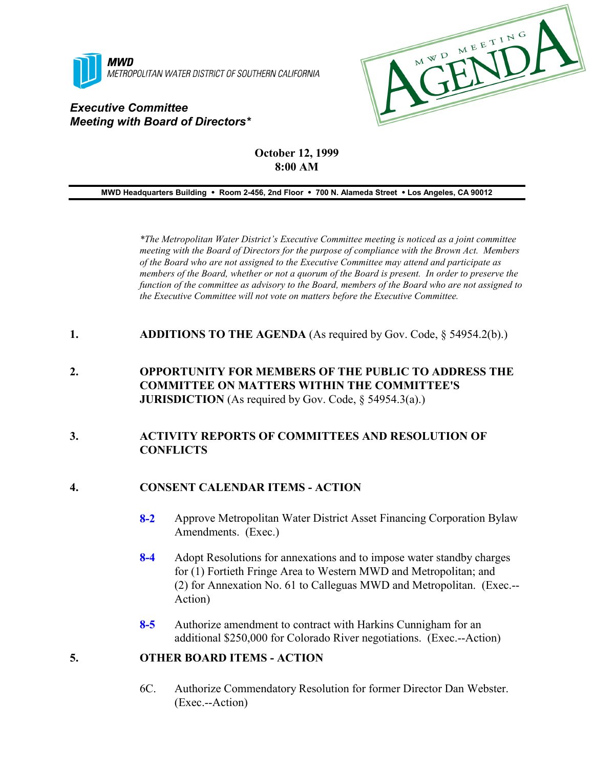MWD
METROPOLITAN WATER DISTRICT OF SOUTHERN CALIFORNIA

MWD MEETING AGENDA

***Executive Committee***
***Meeting with Board of Directors****

**October 12, 1999**
**8:00 AM**

**MWD Headquarters Building • Room 2-456, 2nd Floor • 700 N. Alameda Street • Los Angeles, CA 90012**

*\*The Metropolitan Water District's Executive Committee meeting is noticed as a joint committee meeting with the Board of Directors for the purpose of compliance with the Brown Act. Members of the Board who are not assigned to the Executive Committee may attend and participate as members of the Board, whether or not a quorum of the Board is present. In order to preserve the function of the committee as advisory to the Board, members of the Board who are not assigned to the Executive Committee will not vote on matters before the Executive Committee.*

**1. ADDITIONS TO THE AGENDA** (As required by Gov. Code, § 54954.2(b).)

**2. OPPORTUNITY FOR MEMBERS OF THE PUBLIC TO ADDRESS THE COMMITTEE ON MATTERS WITHIN THE COMMITTEE'S JURISDICTION** (As required by Gov. Code, § 54954.3(a).)

**3. ACTIVITY REPORTS OF COMMITTEES AND RESOLUTION OF CONFLICTS**

**4. CONSENT CALENDAR ITEMS - ACTION**

**8-2** Approve Metropolitan Water District Asset Financing Corporation Bylaw Amendments. (Exec.)

**8-4** Adopt Resolutions for annexations and to impose water standby charges for (1) Fortieth Fringe Area to Western MWD and Metropolitan; and (2) for Annexation No. 61 to Calleguas MWD and Metropolitan. (Exec.--Action)

**8-5** Authorize amendment to contract with Harkins Cunigham for an additional $250,000 for Colorado River negotiations. (Exec.--Action)

**5. OTHER BOARD ITEMS - ACTION**

6C. Authorize Commendatory Resolution for former Director Dan Webster. (Exec.--Action)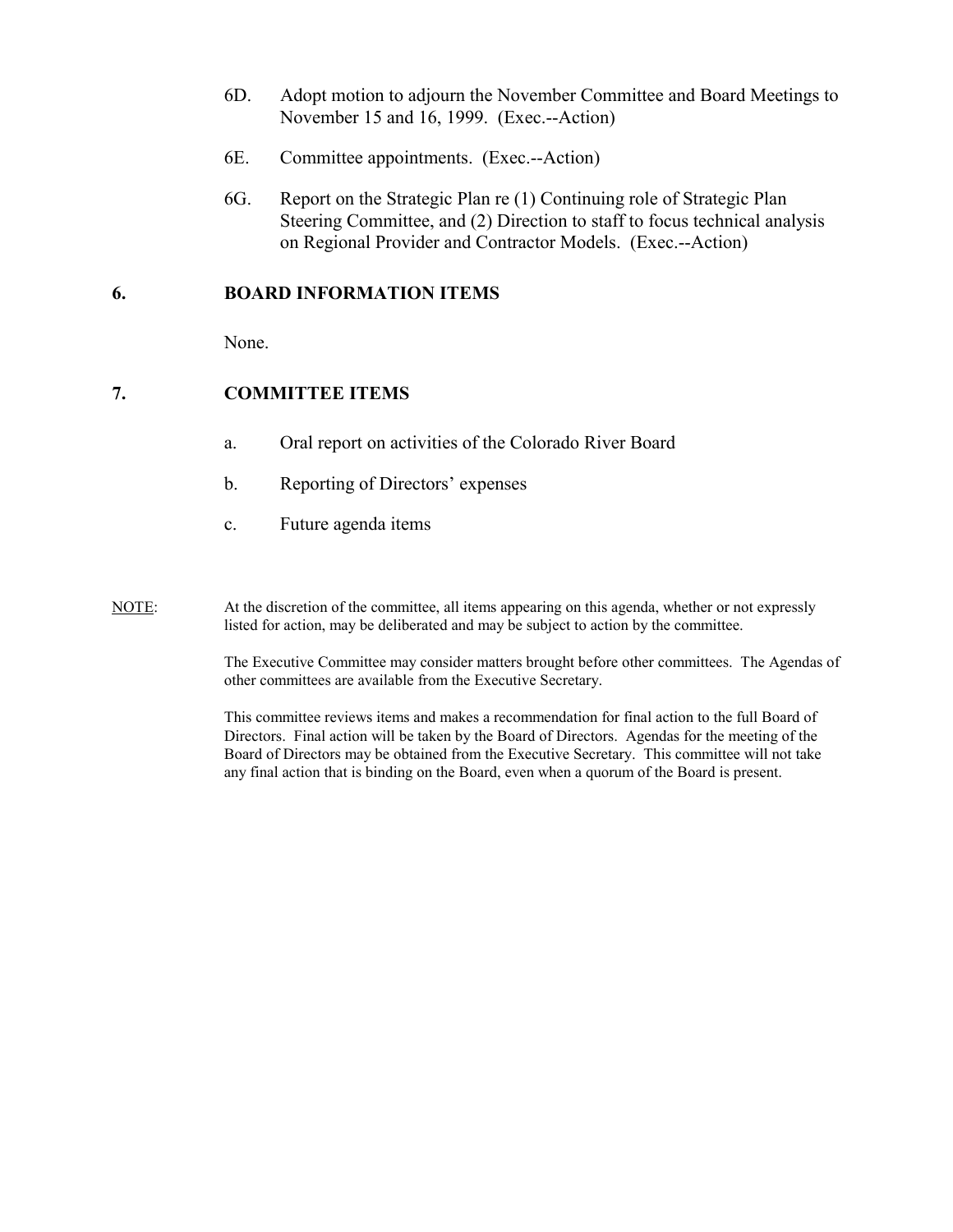6D. Adopt motion to adjourn the November Committee and Board Meetings to November 15 and 16, 1999. (Exec.--Action)

6E. Committee appointments. (Exec.--Action)

6G. Report on the Strategic Plan re (1) Continuing role of Strategic Plan Steering Committee, and (2) Direction to staff to focus technical analysis on Regional Provider and Contractor Models. (Exec.--Action)

## 6. BOARD INFORMATION ITEMS

None.

## 7. COMMITTEE ITEMS

a. Oral report on activities of the Colorado River Board

b. Reporting of Directors' expenses

c. Future agenda items

NOTE: At the discretion of the committee, all items appearing on this agenda, whether or not expressly listed for action, may be deliberated and may be subject to action by the committee.

The Executive Committee may consider matters brought before other committees. The Agendas of other committees are available from the Executive Secretary.

This committee reviews items and makes a recommendation for final action to the full Board of Directors. Final action will be taken by the Board of Directors. Agendas for the meeting of the Board of Directors may be obtained from the Executive Secretary. This committee will not take any final action that is binding on the Board, even when a quorum of the Board is present.